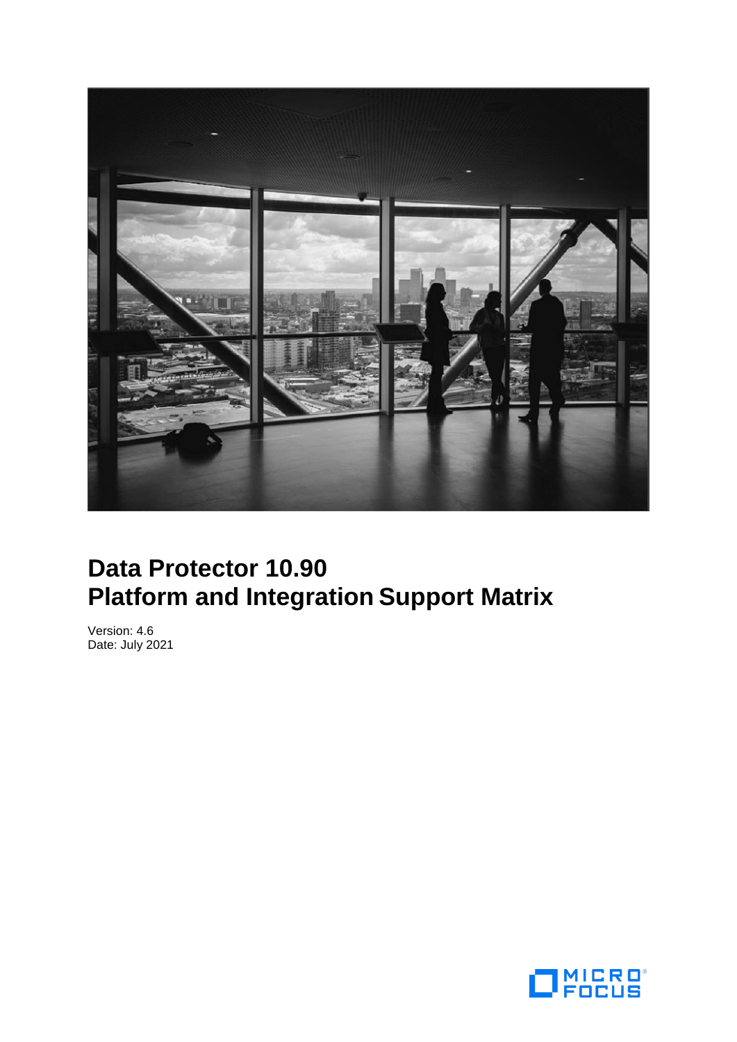# Data Protector 10.90
# Platform and Integration Support Matrix

Version: 4.6
Date: July 2021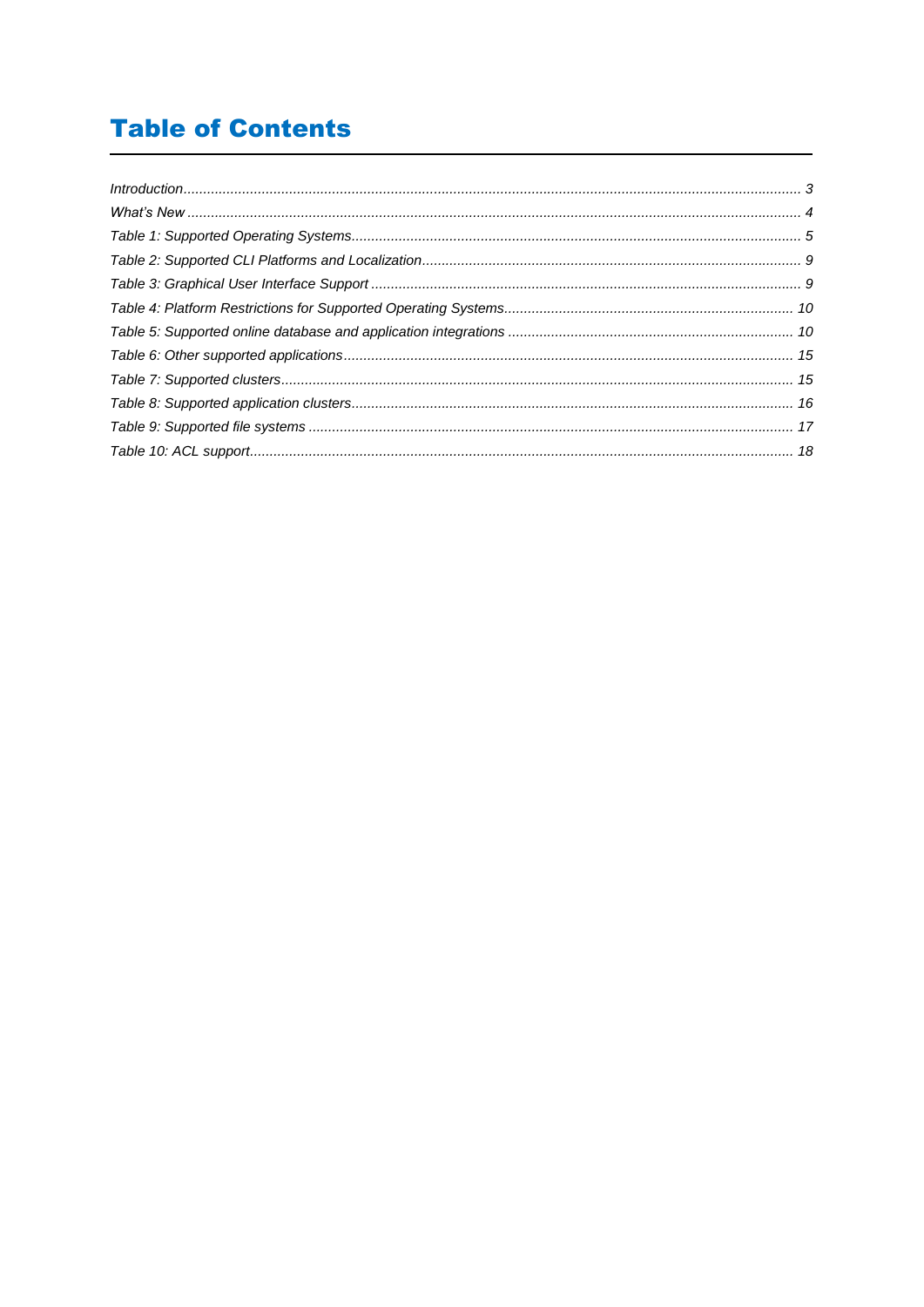# Table of Contents

*Introduction* ........................................................................ 3
*What's New* ........................................................................ 4
*Table 1: Supported Operating Systems* ........................................................................ 5
*Table 2: Supported CLI Platforms and Localization* ........................................................................ 9
*Table 3: Graphical User Interface Support* ........................................................................ 9
*Table 4: Platform Restrictions for Supported Operating Systems* ........................................................................ 10
*Table 5: Supported online database and application integrations* ........................................................................ 10
*Table 6: Other supported applications* ........................................................................ 15
*Table 7: Supported clusters* ........................................................................ 15
*Table 8: Supported application clusters* ........................................................................ 16
*Table 9: Supported file systems* ........................................................................ 17
*Table 10: ACL support* ........................................................................ 18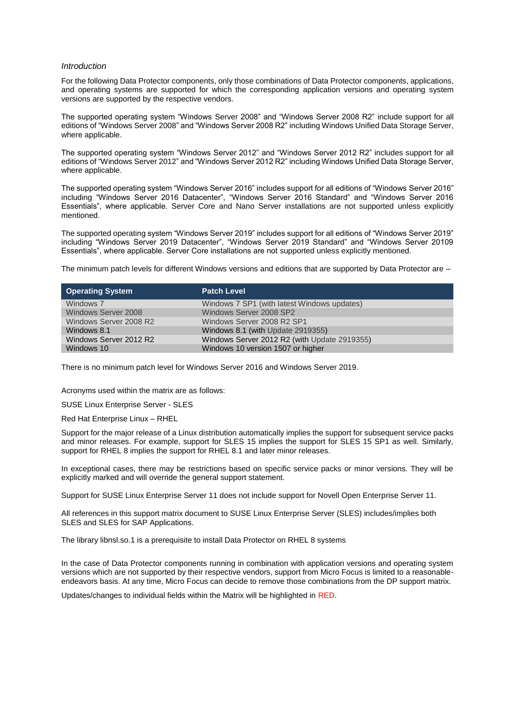*Introduction*

For the following Data Protector components, only those combinations of Data Protector components, applications, and operating systems are supported for which the corresponding application versions and operating system versions are supported by the respective vendors.

The supported operating system "Windows Server 2008" and "Windows Server 2008 R2" include support for all editions of "Windows Server 2008" and "Windows Server 2008 R2" including Windows Unified Data Storage Server, where applicable.

The supported operating system "Windows Server 2012" and "Windows Server 2012 R2" includes support for all editions of "Windows Server 2012" and "Windows Server 2012 R2" including Windows Unified Data Storage Server, where applicable.

The supported operating system "Windows Server 2016" includes support for all editions of "Windows Server 2016" including "Windows Server 2016 Datacenter", "Windows Server 2016 Standard" and "Windows Server 2016 Essentials", where applicable. Server Core and Nano Server installations are not supported unless explicitly mentioned.

The supported operating system "Windows Server 2019" includes support for all editions of "Windows Server 2019" including "Windows Server 2019 Datacenter", "Windows Server 2019 Standard" and "Windows Server 20109 Essentials", where applicable. Server Core installations are not supported unless explicitly mentioned.

The minimum patch levels for different Windows versions and editions that are supported by Data Protector are –

| Operating System | Patch Level |
|---|---|
| Windows 7 | Windows 7 SP1 (with latest Windows updates) |
| Windows Server 2008 | Windows Server 2008 SP2 |
| Windows Server 2008 R2 | Windows Server 2008 R2 SP1 |
| Windows 8.1 | Windows 8.1 (with Update 2919355) |
| Windows Server 2012 R2 | Windows Server 2012 R2 (with Update 2919355) |
| Windows 10 | Windows 10 version 1507 or higher |

There is no minimum patch level for Windows Server 2016 and Windows Server 2019.

Acronyms used within the matrix are as follows:

SUSE Linux Enterprise Server - SLES

Red Hat Enterprise Linux – RHEL

Support for the major release of a Linux distribution automatically implies the support for subsequent service packs and minor releases. For example, support for SLES 15 implies the support for SLES 15 SP1 as well. Similarly, support for RHEL 8 implies the support for RHEL 8.1 and later minor releases.

In exceptional cases, there may be restrictions based on specific service packs or minor versions. They will be explicitly marked and will override the general support statement.

Support for SUSE Linux Enterprise Server 11 does not include support for Novell Open Enterprise Server 11.

All references in this support matrix document to SUSE Linux Enterprise Server (SLES) includes/implies both SLES and SLES for SAP Applications.

The library libnsl.so.1 is a prerequisite to install Data Protector on RHEL 8 systems

In the case of Data Protector components running in combination with application versions and operating system versions which are not supported by their respective vendors, support from Micro Focus is limited to a reasonable-endeavors basis. At any time, Micro Focus can decide to remove those combinations from the DP support matrix.

Updates/changes to individual fields within the Matrix will be highlighted in RED.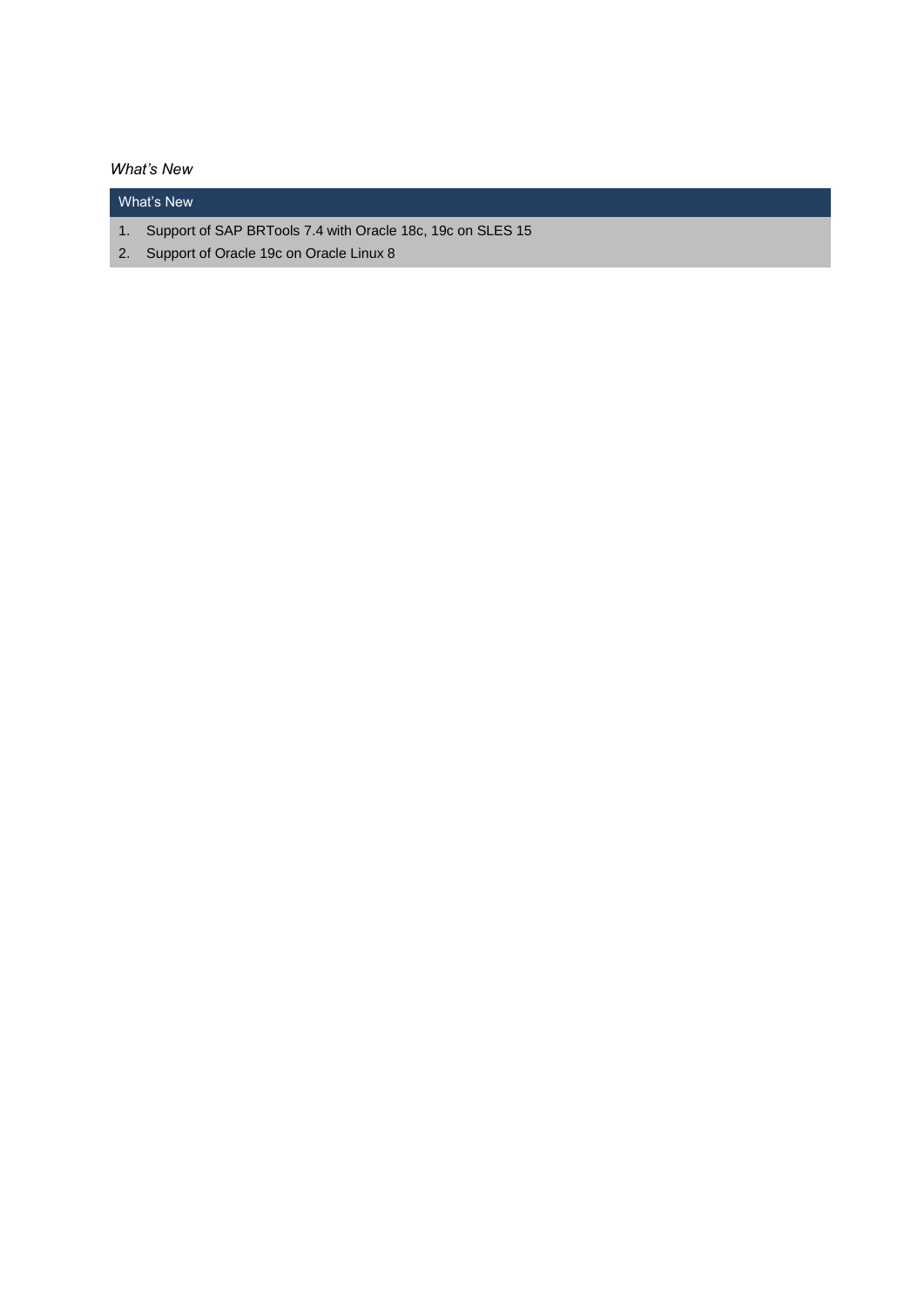*What's New*

| What's New |
| --- |
| 1. Support of SAP BRTools 7.4 with Oracle 18c, 19c on SLES 15 |
| 2. Support of Oracle 19c on Oracle Linux 8 |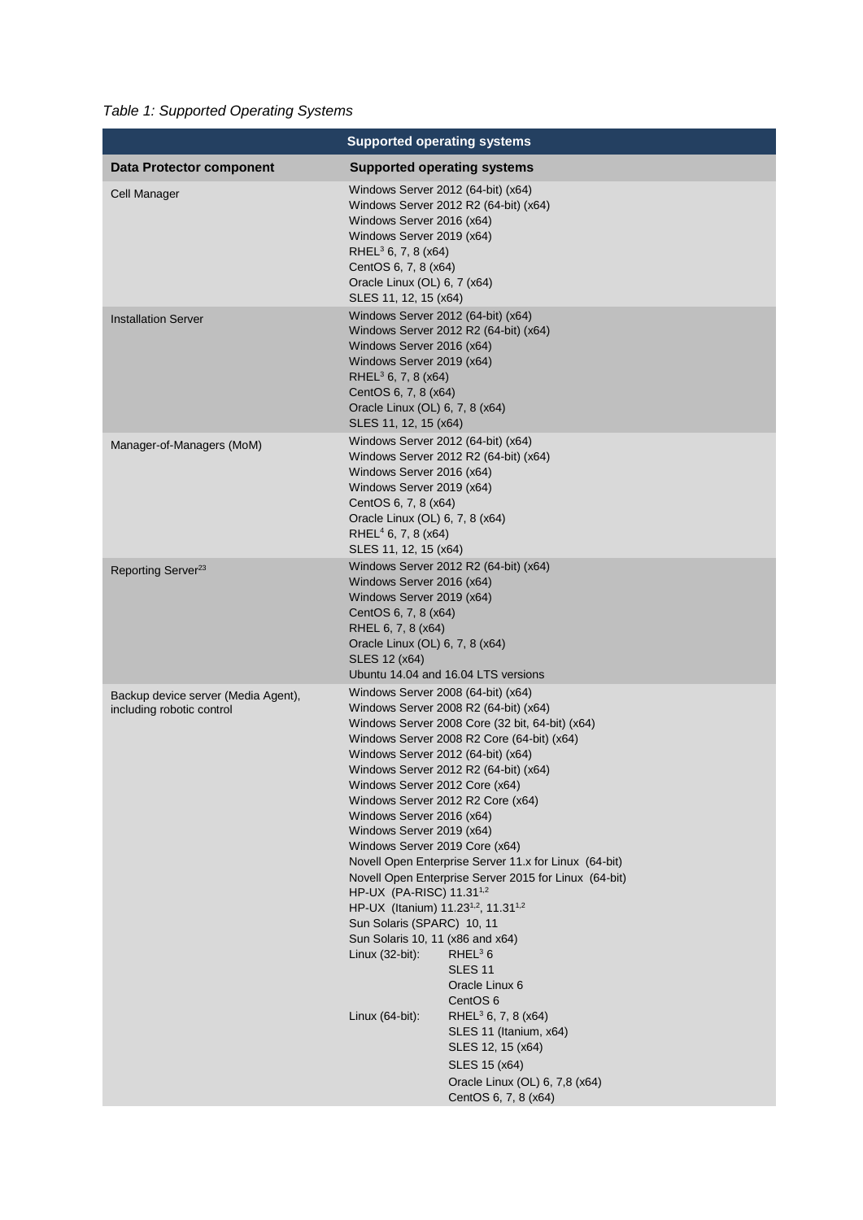*Table 1: Supported Operating Systems*

| Supported operating systems | |
|---|---|
| **Data Protector component** | **Supported operating systems** |
| Cell Manager | Windows Server 2012 (64-bit) (x64)<br>Windows Server 2012 R2 (64-bit) (x64)<br>Windows Server 2016 (x64)<br>Windows Server 2019 (x64)<br>RHEL[3] 6, 7, 8 (x64)<br>CentOS 6, 7, 8 (x64)<br>Oracle Linux (OL) 6, 7 (x64)<br>SLES 11, 12, 15 (x64) |
| Installation Server | Windows Server 2012 (64-bit) (x64)<br>Windows Server 2012 R2 (64-bit) (x64)<br>Windows Server 2016 (x64)<br>Windows Server 2019 (x64)<br>RHEL[3] 6, 7, 8 (x64)<br>CentOS 6, 7, 8 (x64)<br>Oracle Linux (OL) 6, 7, 8 (x64)<br>SLES 11, 12, 15 (x64) |
| Manager-of-Managers (MoM) | Windows Server 2012 (64-bit) (x64)<br>Windows Server 2012 R2 (64-bit) (x64)<br>Windows Server 2016 (x64)<br>Windows Server 2019 (x64)<br>CentOS 6, 7, 8 (x64)<br>Oracle Linux (OL) 6, 7, 8 (x64)<br>RHEL[4] 6, 7, 8 (x64)<br>SLES 11, 12, 15 (x64) |
| Reporting Server[23] | Windows Server 2012 R2 (64-bit) (x64)<br>Windows Server 2016 (x64)<br>Windows Server 2019 (x64)<br>CentOS 6, 7, 8 (x64)<br>RHEL 6, 7, 8 (x64)<br>Oracle Linux (OL) 6, 7, 8 (x64)<br>SLES 12 (x64)<br>Ubuntu 14.04 and 16.04 LTS versions |
| Backup device server (Media Agent), including robotic control | Windows Server 2008 (64-bit) (x64)<br>Windows Server 2008 R2 (64-bit) (x64)<br>Windows Server 2008 Core (32 bit, 64-bit) (x64)<br>Windows Server 2008 R2 Core (64-bit) (x64)<br>Windows Server 2012 (64-bit) (x64)<br>Windows Server 2012 R2 (64-bit) (x64)<br>Windows Server 2012 Core (x64)<br>Windows Server 2012 R2 Core (x64)<br>Windows Server 2016 (x64)<br>Windows Server 2019 (x64)<br>Windows Server 2019 Core (x64)<br>Novell Open Enterprise Server 11.x for Linux (64-bit)<br>Novell Open Enterprise Server 2015 for Linux (64-bit)<br>HP-UX (PA-RISC) 11.31[1,2]<br>HP-UX (Itanium) 11.23[1,2], 11.31[1,2]<br>Sun Solaris (SPARC) 10, 11<br>Sun Solaris 10, 11 (x86 and x64)<br>Linux (32-bit): RHEL[3] 6<br>SLES 11<br>Oracle Linux 6<br>CentOS 6<br>Linux (64-bit): RHEL[3] 6, 7, 8 (x64)<br>SLES 11 (Itanium, x64)<br>SLES 12, 15 (x64)<br>SLES 15 (x64)<br>Oracle Linux (OL) 6, 7,8 (x64)<br>CentOS 6, 7, 8 (x64) |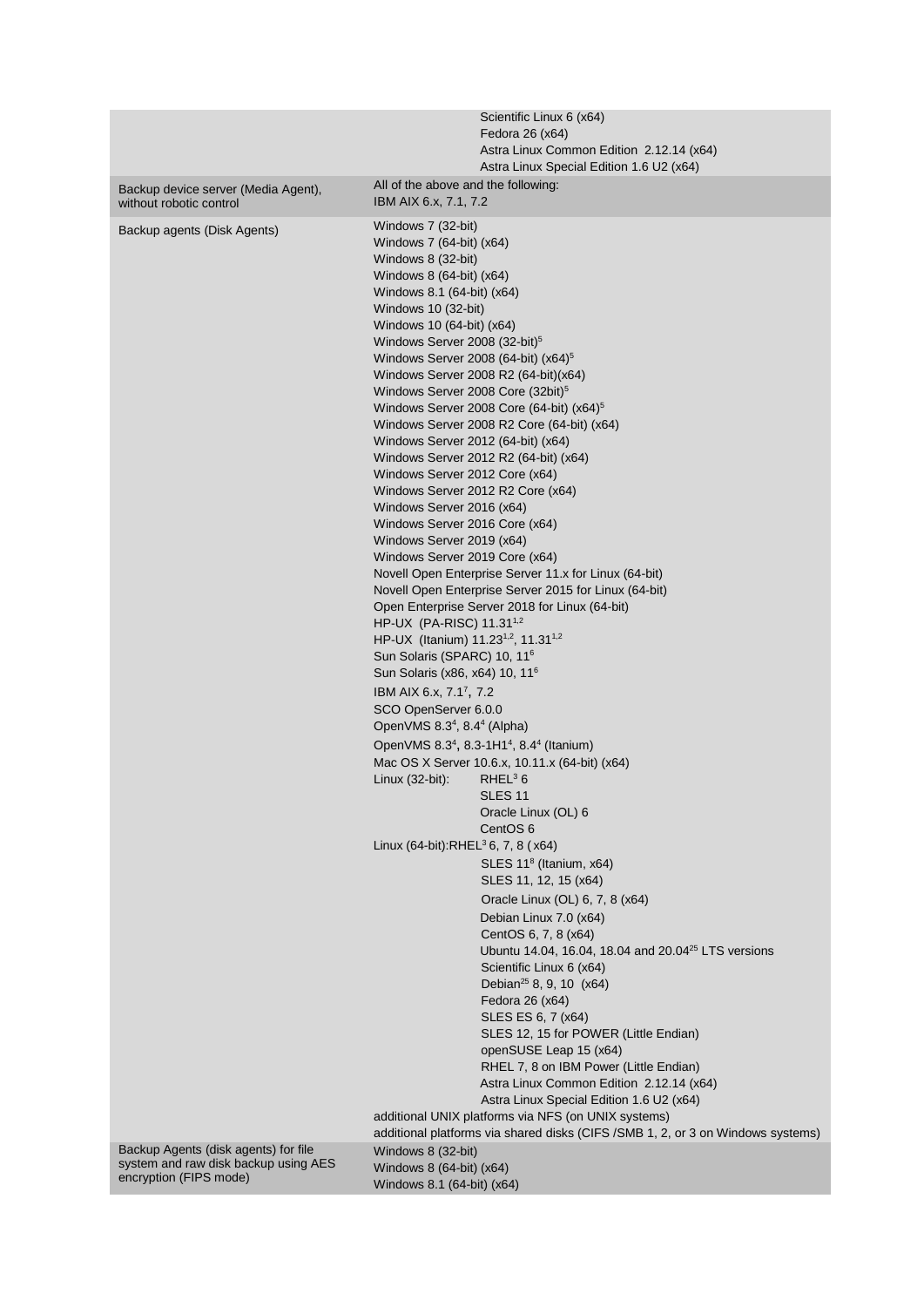| | |
|---|---|
| | Scientific Linux 6 (x64)<br>Fedora 26 (x64)<br>Astra Linux Common Edition 2.12.14 (x64)<br>Astra Linux Special Edition 1.6 U2 (x64) |
| Backup device server (Media Agent), without robotic control | All of the above and the following:<br>IBM AIX 6.x, 7.1, 7.2 |
| Backup agents (Disk Agents) | Windows 7 (32-bit)<br>Windows 7 (64-bit) (x64)<br>Windows 8 (32-bit)<br>Windows 8 (64-bit) (x64)<br>Windows 8.1 (64-bit) (x64)<br>Windows 10 (32-bit)<br>Windows 10 (64-bit) (x64)<br>Windows Server 2008 (32-bit)[5]<br>Windows Server 2008 (64-bit) (x64)[5]<br>Windows Server 2008 R2 (64-bit)(x64)<br>Windows Server 2008 Core (32bit)[5]<br>Windows Server 2008 Core (64-bit) (x64)[5]<br>Windows Server 2008 R2 Core (64-bit) (x64)<br>Windows Server 2012 (64-bit) (x64)<br>Windows Server 2012 R2 (64-bit) (x64)<br>Windows Server 2012 Core (x64)<br>Windows Server 2012 R2 Core (x64)<br>Windows Server 2016 (x64)<br>Windows Server 2016 Core (x64)<br>Windows Server 2019 (x64)<br>Windows Server 2019 Core (x64)<br>Novell Open Enterprise Server 11.x for Linux (64-bit)<br>Novell Open Enterprise Server 2015 for Linux (64-bit)<br>Open Enterprise Server 2018 for Linux (64-bit)<br>HP-UX (PA-RISC) 11.31[1,2]<br>HP-UX (Itanium) 11.23[1,2], 11.31[1,2]<br>Sun Solaris (SPARC) 10, 11[6]<br>Sun Solaris (x86, x64) 10, 11[6]<br>IBM AIX 6.x, 7.1[7], 7.2<br>SCO OpenServer 6.0.0<br>OpenVMS 8.3[4], 8.4[4] (Alpha)<br>OpenVMS 8.3[4], 8.3-1H1[4], 8.4[4] (Itanium)<br>Mac OS X Server 10.6.x, 10.11.x (64-bit) (x64)<br>Linux (32-bit): RHEL[3] 6<br>SLES 11<br>Oracle Linux (OL) 6<br>CentOS 6<br>Linux (64-bit): RHEL[3] 6, 7, 8 (x64)<br>SLES 11[8] (Itanium, x64)<br>SLES 11, 12, 15 (x64)<br>Oracle Linux (OL) 6, 7, 8 (x64)<br>Debian Linux 7.0 (x64)<br>CentOS 6, 7, 8 (x64)<br>Ubuntu 14.04, 16.04, 18.04 and 20.04[25] LTS versions<br>Scientific Linux 6 (x64)<br>Debian[25] 8, 9, 10 (x64)<br>Fedora 26 (x64)<br>SLES ES 6, 7 (x64)<br>SLES 12, 15 for POWER (Little Endian)<br>openSUSE Leap 15 (x64)<br>RHEL 7, 8 on IBM Power (Little Endian)<br>Astra Linux Common Edition 2.12.14 (x64)<br>Astra Linux Special Edition 1.6 U2 (x64)<br>additional UNIX platforms via NFS (on UNIX systems)<br>additional platforms via shared disks (CIFS /SMB 1, 2, or 3 on Windows systems) |
| Backup Agents (disk agents) for file system and raw disk backup using AES encryption (FIPS mode) | Windows 8 (32-bit)<br>Windows 8 (64-bit) (x64)<br>Windows 8.1 (64-bit) (x64) |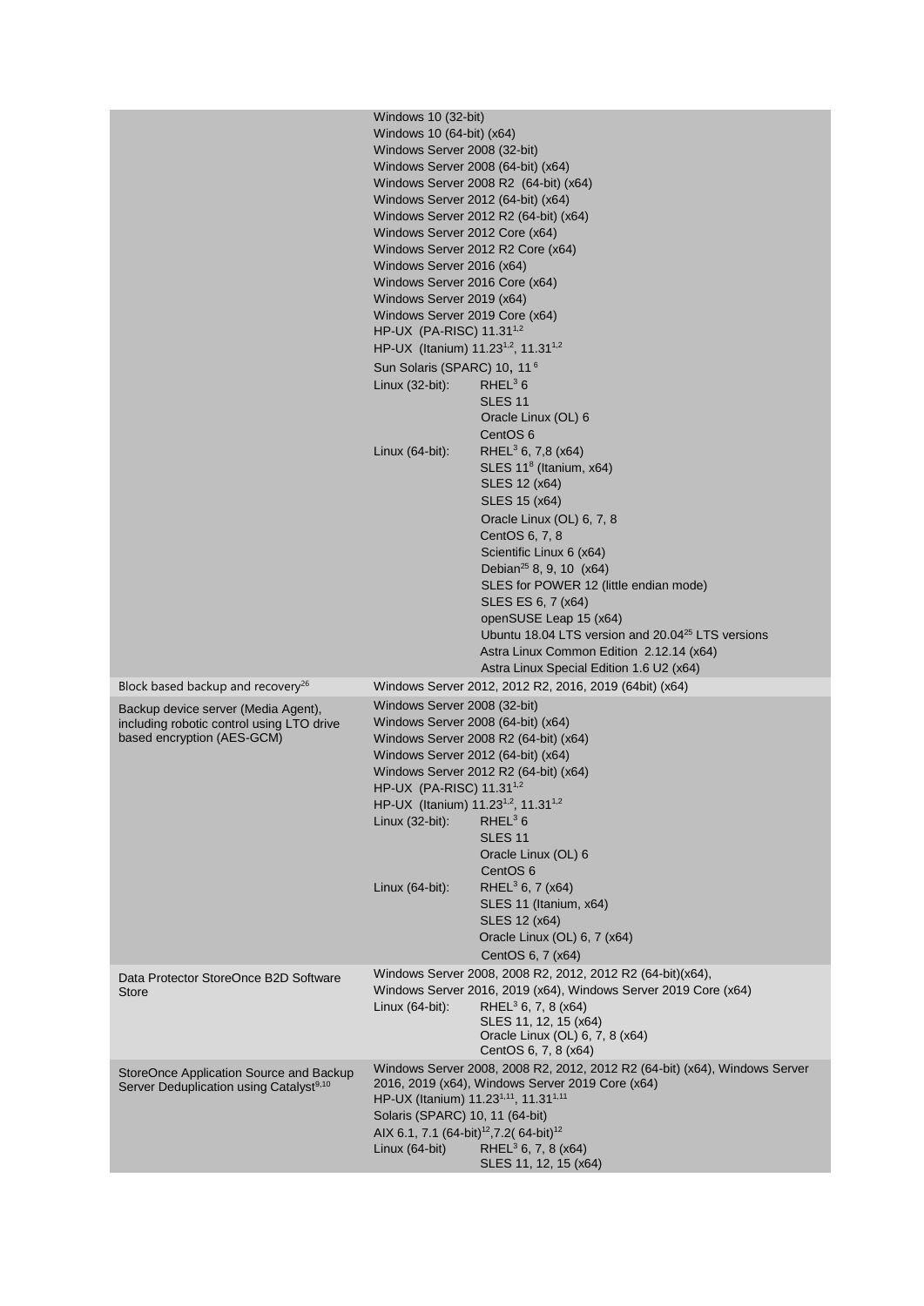| | |
|---|---|
| | Windows 10 (32-bit)<br>Windows 10 (64-bit) (x64)<br>Windows Server 2008 (32-bit)<br>Windows Server 2008 (64-bit) (x64)<br>Windows Server 2008 R2 (64-bit) (x64)<br>Windows Server 2012 (64-bit) (x64)<br>Windows Server 2012 R2 (64-bit) (x64)<br>Windows Server 2012 Core (x64)<br>Windows Server 2012 R2 Core (x64)<br>Windows Server 2016 (x64)<br>Windows Server 2016 Core (x64)<br>Windows Server 2019 (x64)<br>Windows Server 2019 Core (x64)<br>HP-UX (PA-RISC) 11.31[1,2]<br>HP-UX (Itanium) 11.23[1,2], 11.31[1,2]<br>Sun Solaris (SPARC) 10, 11[6]<br>Linux (32-bit): RHEL[3] 6<br>SLES 11<br>Oracle Linux (OL) 6<br>CentOS 6<br>Linux (64-bit): RHEL[3] 6, 7,8 (x64)<br>SLES 11[8] (Itanium, x64)<br>SLES 12 (x64)<br>SLES 15 (x64)<br>Oracle Linux (OL) 6, 7, 8<br>CentOS 6, 7, 8<br>Scientific Linux 6 (x64)<br>Debian[25] 8, 9, 10 (x64)<br>SLES for POWER 12 (little endian mode)<br>SLES ES 6, 7 (x64)<br>openSUSE Leap 15 (x64)<br>Ubuntu 18.04 LTS version and 20.04[25] LTS versions<br>Astra Linux Common Edition 2.12.14 (x64)<br>Astra Linux Special Edition 1.6 U2 (x64) |
| Block based backup and recovery[26] | Windows Server 2012, 2012 R2, 2016, 2019 (64bit) (x64) |
| Backup device server (Media Agent), including robotic control using LTO drive based encryption (AES-GCM) | Windows Server 2008 (32-bit)<br>Windows Server 2008 (64-bit) (x64)<br>Windows Server 2008 R2 (64-bit) (x64)<br>Windows Server 2012 (64-bit) (x64)<br>Windows Server 2012 R2 (64-bit) (x64)<br>HP-UX (PA-RISC) 11.31[1,2]<br>HP-UX (Itanium) 11.23[1,2], 11.31[1,2]<br>Linux (32-bit): RHEL[3] 6<br>SLES 11<br>Oracle Linux (OL) 6<br>CentOS 6<br>Linux (64-bit): RHEL[3] 6, 7 (x64)<br>SLES 11 (Itanium, x64)<br>SLES 12 (x64)<br>Oracle Linux (OL) 6, 7 (x64)<br>CentOS 6, 7 (x64) |
| Data Protector StoreOnce B2D Software Store | Windows Server 2008, 2008 R2, 2012, 2012 R2 (64-bit)(x64),<br>Windows Server 2016, 2019 (x64), Windows Server 2019 Core (x64)<br>Linux (64-bit): RHEL[3] 6, 7, 8 (x64)<br>SLES 11, 12, 15 (x64)<br>Oracle Linux (OL) 6, 7, 8 (x64)<br>CentOS 6, 7, 8 (x64) |
| StoreOnce Application Source and Backup Server Deduplication using Catalyst[9,10] | Windows Server 2008, 2008 R2, 2012, 2012 R2 (64-bit) (x64), Windows Server 2016, 2019 (x64), Windows Server 2019 Core (x64)<br>HP-UX (Itanium) 11.23[1,11], 11.31[1,11]<br>Solaris (SPARC) 10, 11 (64-bit)<br>AIX 6.1, 7.1 (64-bit)[12],7.2( 64-bit)[12]<br>Linux (64-bit) RHEL[3] 6, 7, 8 (x64)<br>SLES 11, 12, 15 (x64) |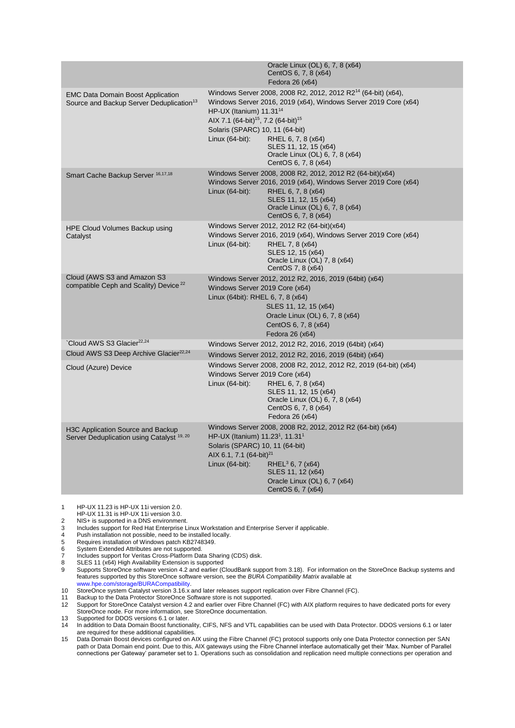| | |
|---|---|
| | Oracle Linux (OL) 6, 7, 8 (x64)<br>CentOS 6, 7, 8 (x64)<br>Fedora 26 (x64) |
| EMC Data Domain Boost Application Source and Backup Server Deduplication[13] | Windows Server 2008, 2008 R2, 2012, 2012 R2[14] (64-bit) (x64), Windows Server 2016, 2019 (x64), Windows Server 2019 Core (x64)<br>HP-UX (Itanium) 11.31[14]<br>AIX 7.1 (64-bit)[15], 7.2 (64-bit)[15]<br>Solaris (SPARC) 10, 11 (64-bit)<br>Linux (64-bit): RHEL 6, 7, 8 (x64)<br>SLES 11, 12, 15 (x64)<br>Oracle Linux (OL) 6, 7, 8 (x64)<br>CentOS 6, 7, 8 (x64) |
| Smart Cache Backup Server [16,17,18] | Windows Server 2008, 2008 R2, 2012, 2012 R2 (64-bit)(x64)<br>Windows Server 2016, 2019 (x64), Windows Server 2019 Core (x64)<br>Linux (64-bit): RHEL 6, 7, 8 (x64)<br>SLES 11, 12, 15 (x64)<br>Oracle Linux (OL) 6, 7, 8 (x64)<br>CentOS 6, 7, 8 (x64) |
| HPE Cloud Volumes Backup using Catalyst | Windows Server 2012, 2012 R2 (64-bit)(x64)<br>Windows Server 2016, 2019 (x64), Windows Server 2019 Core (x64)<br>Linux (64-bit): RHEL 7, 8 (x64)<br>SLES 12, 15 (x64)<br>Oracle Linux (OL) 7, 8 (x64)<br>CentOS 7, 8 (x64) |
| Cloud (AWS S3 and Amazon S3 compatible Ceph and Scality) Device [22] | Windows Server 2012, 2012 R2, 2016, 2019 (64bit) (x64)<br>Windows Server 2019 Core (x64)<br>Linux (64bit): RHEL 6, 7, 8 (x64)<br>SLES 11, 12, 15 (x64)<br>Oracle Linux (OL) 6, 7, 8 (x64)<br>CentOS 6, 7, 8 (x64)<br>Fedora 26 (x64) |
| `Cloud AWS S3 Glacier[22,24] | Windows Server 2012, 2012 R2, 2016, 2019 (64bit) (x64) |
| Cloud AWS S3 Deep Archive Glacier[22,24] | Windows Server 2012, 2012 R2, 2016, 2019 (64bit) (x64) |
| Cloud (Azure) Device | Windows Server 2008, 2008 R2, 2012, 2012 R2, 2019 (64-bit) (x64)<br>Windows Server 2019 Core (x64)<br>Linux (64-bit): RHEL 6, 7, 8 (x64)<br>SLES 11, 12, 15 (x64)<br>Oracle Linux (OL) 6, 7, 8 (x64)<br>CentOS 6, 7, 8 (x64)<br>Fedora 26 (x64) |
| H3C Application Source and Backup Server Deduplication using Catalyst [19, 20] | Windows Server 2008, 2008 R2, 2012, 2012 R2 (64-bit) (x64)<br>HP-UX (Itanium) 11.23[1], 11.31[1]<br>Solaris (SPARC) 10, 11 (64-bit)<br>AIX 6.1, 7.1 (64-bit)[21]<br>Linux (64-bit): RHEL[3] 6, 7 (x64)<br>SLES 11, 12 (x64)<br>Oracle Linux (OL) 6, 7 (x64)<br>CentOS 6, 7 (x64) |

1. HP-UX 11.23 is HP-UX 11i version 2.0.
   HP-UX 11.31 is HP-UX 11i version 3.0.
2. NIS+ is supported in a DNS environment.
3. Includes support for Red Hat Enterprise Linux Workstation and Enterprise Server if applicable.
4. Push installation not possible, need to be installed locally.
5. Requires installation of Windows patch KB2748349.
6. System Extended Attributes are not supported.
7. Includes support for Veritas Cross-Platform Data Sharing (CDS) disk.
8. SLES 11 (x64) High Availability Extension is supported
9. Supports StoreOnce software version 4.2 and earlier (CloudBank support from 3.18). For information on the StoreOnce Backup systems and features supported by this StoreOnce software version, see the *BURA Compatibility Matrix* available at www.hpe.com/storage/BURACompatibility.
10. StoreOnce system Catalyst version 3.16.x and later releases support replication over Fibre Channel (FC).
11. Backup to the Data Protector StoreOnce Software store is not supported.
12. Support for StoreOnce Catalyst version 4.2 and earlier over Fibre Channel (FC) with AIX platform requires to have dedicated ports for every StoreOnce node. For more information, see StoreOnce documentation.
13. Supported for DDOS versions 6.1 or later.
14. In addition to Data Domain Boost functionality, CIFS, NFS and VTL capabilities can be used with Data Protector. DDOS versions 6.1 or later are required for these additional capabilities.
15. Data Domain Boost devices configured on AIX using the Fibre Channel (FC) protocol supports only one Data Protector connection per SAN path or Data Domain end point. Due to this, AIX gateways using the Fibre Channel interface automatically get their 'Max. Number of Parallel connections per Gateway' parameter set to 1. Operations such as consolidation and replication need multiple connections per operation and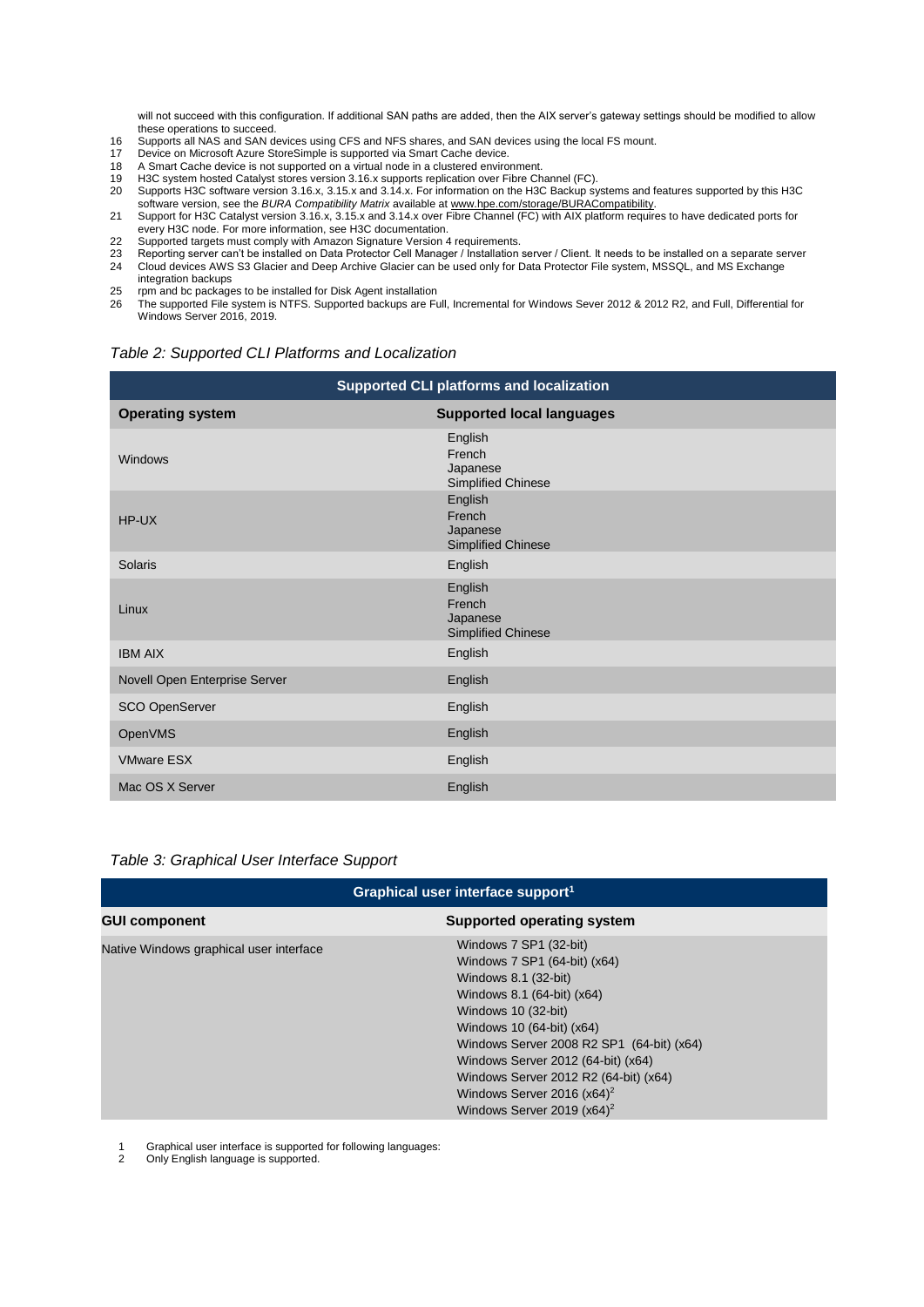will not succeed with this configuration. If additional SAN paths are added, then the AIX server's gateway settings should be modified to allow these operations to succeed.

16 Supports all NAS and SAN devices using CFS and NFS shares, and SAN devices using the local FS mount.
17 Device on Microsoft Azure StoreSimple is supported via Smart Cache device.
18 A Smart Cache device is not supported on a virtual node in a clustered environment.
19 H3C system hosted Catalyst stores version 3.16.x supports replication over Fibre Channel (FC).
20 Supports H3C software version 3.16.x, 3.15.x and 3.14.x. For information on the H3C Backup systems and features supported by this H3C software version, see the *BURA Compatibility Matrix* available at www.hpe.com/storage/BURACompatibility.
21 Support for H3C Catalyst version 3.16.x, 3.15.x and 3.14.x over Fibre Channel (FC) with AIX platform requires to have dedicated ports for every H3C node. For more information, see H3C documentation.
22 Supported targets must comply with Amazon Signature Version 4 requirements.
23 Reporting server can't be installed on Data Protector Cell Manager / Installation server / Client. It needs to be installed on a separate server
24 Cloud devices AWS S3 Glacier and Deep Archive Glacier can be used only for Data Protector File system, MSSQL, and MS Exchange integration backups
25 rpm and bc packages to be installed for Disk Agent installation
26 The supported File system is NTFS. Supported backups are Full, Incremental for Windows Sever 2012 & 2012 R2, and Full, Differential for Windows Server 2016, 2019.

*Table 2: Supported CLI Platforms and Localization*

| Supported CLI platforms and localization | |
|---|---|
| **Operating system** | **Supported local languages** |
| Windows | English<br>French<br>Japanese<br>Simplified Chinese |
| HP-UX | English<br>French<br>Japanese<br>Simplified Chinese |
| Solaris | English |
| Linux | English<br>French<br>Japanese<br>Simplified Chinese |
| IBM AIX | English |
| Novell Open Enterprise Server | English |
| SCO OpenServer | English |
| OpenVMS | English |
| VMware ESX | English |
| Mac OS X Server | English |

*Table 3: Graphical User Interface Support*

| Graphical user interface support[1] | |
|---|---|
| **GUI component** | **Supported operating system** |
| Native Windows graphical user interface | Windows 7 SP1 (32-bit)<br>Windows 7 SP1 (64-bit) (x64)<br>Windows 8.1 (32-bit)<br>Windows 8.1 (64-bit) (x64)<br>Windows 10 (32-bit)<br>Windows 10 (64-bit) (x64)<br>Windows Server 2008 R2 SP1 (64-bit) (x64)<br>Windows Server 2012 (64-bit) (x64)<br>Windows Server 2012 R2 (64-bit) (x64)<br>Windows Server 2016 (x64)[2]<br>Windows Server 2019 (x64)[2] |

1 Graphical user interface is supported for following languages:
2 Only English language is supported.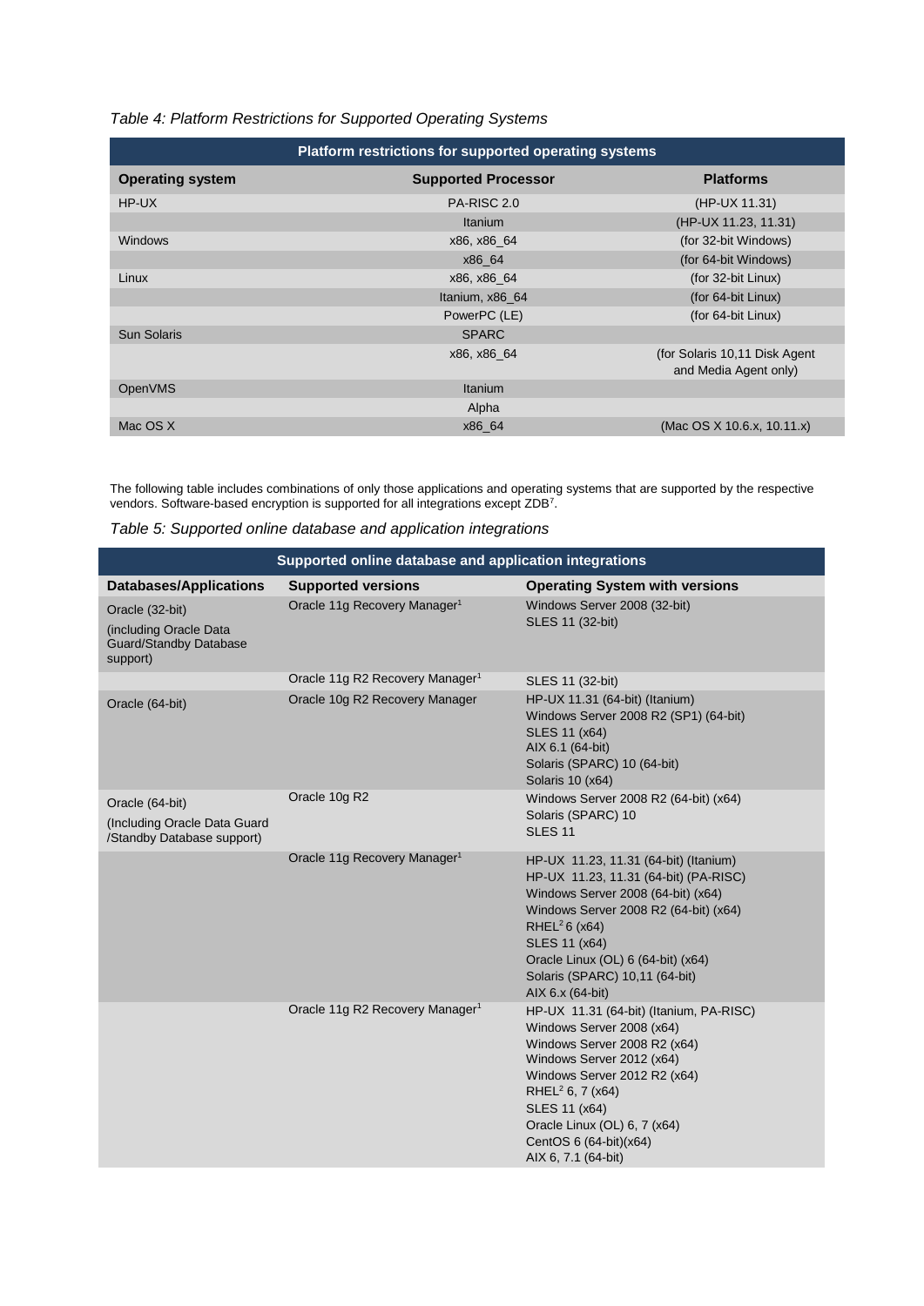*Table 4: Platform Restrictions for Supported Operating Systems*

| Platform restrictions for supported operating systems | | |
|---|---|---|
| **Operating system** | **Supported Processor** | **Platforms** |
| HP-UX | PA-RISC 2.0 | (HP-UX 11.31) |
| | Itanium | (HP-UX 11.23, 11.31) |
| Windows | x86, x86_64 | (for 32-bit Windows) |
| | x86_64 | (for 64-bit Windows) |
| Linux | x86, x86_64 | (for 32-bit Linux) |
| | Itanium, x86_64 | (for 64-bit Linux) |
| | PowerPC (LE) | (for 64-bit Linux) |
| Sun Solaris | SPARC | |
| | x86, x86_64 | (for Solaris 10,11 Disk Agent and Media Agent only) |
| OpenVMS | Itanium | |
| | Alpha | |
| Mac OS X | x86_64 | (Mac OS X 10.6.x, 10.11.x) |

The following table includes combinations of only those applications and operating systems that are supported by the respective vendors. Software-based encryption is supported for all integrations except ZDB[7].

*Table 5: Supported online database and application integrations*

| Supported online database and application integrations | | |
|---|---|---|
| **Databases/Applications** | **Supported versions** | **Operating System with versions** |
| Oracle (32-bit) (including Oracle Data Guard/Standby Database support) | Oracle 11g Recovery Manager[1] | Windows Server 2008 (32-bit)<br>SLES 11 (32-bit) |
| | Oracle 11g R2 Recovery Manager[1] | SLES 11 (32-bit) |
| Oracle (64-bit) | Oracle 10g R2 Recovery Manager | HP-UX 11.31 (64-bit) (Itanium)<br>Windows Server 2008 R2 (SP1) (64-bit)<br>SLES 11 (x64)<br>AIX 6.1 (64-bit)<br>Solaris (SPARC) 10 (64-bit)<br>Solaris 10 (x64) |
| Oracle (64-bit) (Including Oracle Data Guard /Standby Database support) | Oracle 10g R2 | Windows Server 2008 R2 (64-bit) (x64)<br>Solaris (SPARC) 10<br>SLES 11 |
| | Oracle 11g Recovery Manager[1] | HP-UX 11.23, 11.31 (64-bit) (Itanium)<br>HP-UX 11.23, 11.31 (64-bit) (PA-RISC)<br>Windows Server 2008 (64-bit) (x64)<br>Windows Server 2008 R2 (64-bit) (x64)<br>RHEL[2] 6 (x64)<br>SLES 11 (x64)<br>Oracle Linux (OL) 6 (64-bit) (x64)<br>Solaris (SPARC) 10,11 (64-bit)<br>AIX 6.x (64-bit) |
| | Oracle 11g R2 Recovery Manager[1] | HP-UX 11.31 (64-bit) (Itanium, PA-RISC)<br>Windows Server 2008 (x64)<br>Windows Server 2008 R2 (x64)<br>Windows Server 2012 (x64)<br>Windows Server 2012 R2 (x64)<br>RHEL[2] 6, 7 (x64)<br>SLES 11 (x64)<br>Oracle Linux (OL) 6, 7 (x64)<br>CentOS 6 (64-bit)(x64)<br>AIX 6, 7.1 (64-bit) |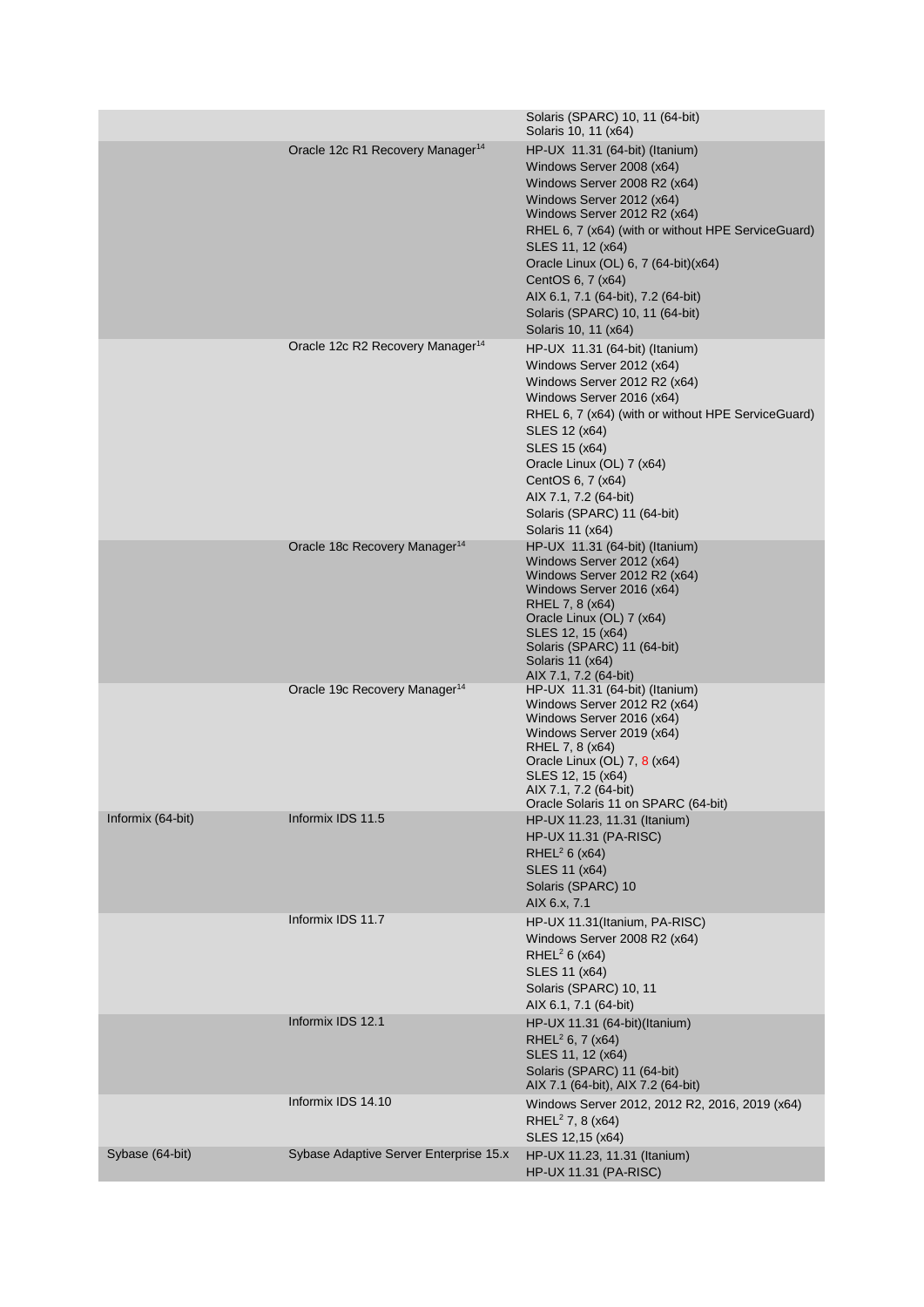| | | |
|---|---|---|
| | | Solaris (SPARC) 10, 11 (64-bit)<br>Solaris 10, 11 (x64) |
| | Oracle 12c R1 Recovery Manager[14] | HP-UX 11.31 (64-bit) (Itanium)<br>Windows Server 2008 (x64)<br>Windows Server 2008 R2 (x64)<br>Windows Server 2012 (x64)<br>Windows Server 2012 R2 (x64)<br>RHEL 6, 7 (x64) (with or without HPE ServiceGuard)<br>SLES 11, 12 (x64)<br>Oracle Linux (OL) 6, 7 (64-bit)(x64)<br>CentOS 6, 7 (x64)<br>AIX 6.1, 7.1 (64-bit), 7.2 (64-bit)<br>Solaris (SPARC) 10, 11 (64-bit)<br>Solaris 10, 11 (x64) |
| | Oracle 12c R2 Recovery Manager[14] | HP-UX 11.31 (64-bit) (Itanium)<br>Windows Server 2012 (x64)<br>Windows Server 2012 R2 (x64)<br>Windows Server 2016 (x64)<br>RHEL 6, 7 (x64) (with or without HPE ServiceGuard)<br>SLES 12 (x64)<br>SLES 15 (x64)<br>Oracle Linux (OL) 7 (x64)<br>CentOS 6, 7 (x64)<br>AIX 7.1, 7.2 (64-bit)<br>Solaris (SPARC) 11 (64-bit)<br>Solaris 11 (x64) |
| | Oracle 18c Recovery Manager[14] | HP-UX 11.31 (64-bit) (Itanium)<br>Windows Server 2012 (x64)<br>Windows Server 2012 R2 (x64)<br>Windows Server 2016 (x64)<br>RHEL 7, 8 (x64)<br>Oracle Linux (OL) 7 (x64)<br>SLES 12, 15 (x64)<br>Solaris (SPARC) 11 (64-bit)<br>Solaris 11 (x64)<br>AIX 7.1, 7.2 (64-bit) |
| | Oracle 19c Recovery Manager[14] | HP-UX 11.31 (64-bit) (Itanium)<br>Windows Server 2012 R2 (x64)<br>Windows Server 2016 (x64)<br>Windows Server 2019 (x64)<br>RHEL 7, 8 (x64)<br>Oracle Linux (OL) 7, 8 (x64)<br>SLES 12, 15 (x64)<br>AIX 7.1, 7.2 (64-bit)<br>Oracle Solaris 11 on SPARC (64-bit) |
| Informix (64-bit) | Informix IDS 11.5 | HP-UX 11.23, 11.31 (Itanium)<br>HP-UX 11.31 (PA-RISC)<br>RHEL[2] 6 (x64)<br>SLES 11 (x64)<br>Solaris (SPARC) 10<br>AIX 6.x, 7.1 |
| | Informix IDS 11.7 | HP-UX 11.31(Itanium, PA-RISC)<br>Windows Server 2008 R2 (x64)<br>RHEL[2] 6 (x64)<br>SLES 11 (x64)<br>Solaris (SPARC) 10, 11<br>AIX 6.1, 7.1 (64-bit) |
| | Informix IDS 12.1 | HP-UX 11.31 (64-bit)(Itanium)<br>RHEL[2] 6, 7 (x64)<br>SLES 11, 12 (x64)<br>Solaris (SPARC) 11 (64-bit)<br>AIX 7.1 (64-bit), AIX 7.2 (64-bit) |
| | Informix IDS 14.10 | Windows Server 2012, 2012 R2, 2016, 2019 (x64)<br>RHEL[2] 7, 8 (x64)<br>SLES 12,15 (x64) |
| Sybase (64-bit) | Sybase Adaptive Server Enterprise 15.x | HP-UX 11.23, 11.31 (Itanium)<br>HP-UX 11.31 (PA-RISC) |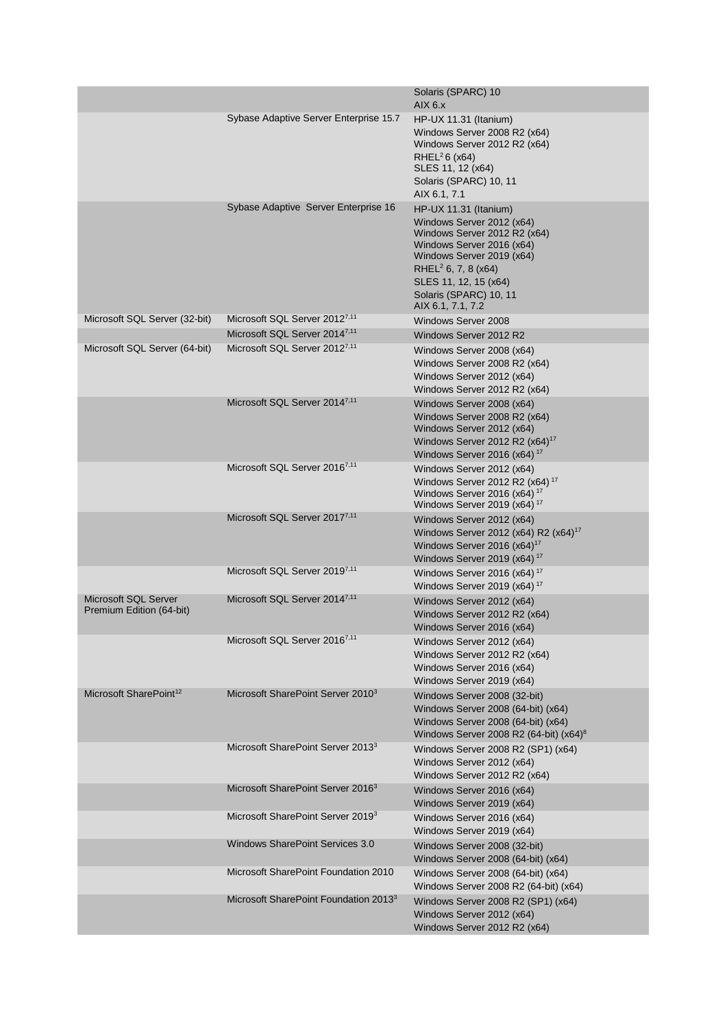| | | |
|---|---|---|
| | | Solaris (SPARC) 10<br>AIX 6.x |
| | Sybase Adaptive Server Enterprise 15.7 | HP-UX 11.31 (Itanium)<br>Windows Server 2008 R2 (x64)<br>Windows Server 2012 R2 (x64)<br>RHEL[2] 6 (x64)<br>SLES 11, 12 (x64)<br>Solaris (SPARC) 10, 11<br>AIX 6.1, 7.1 |
| | Sybase Adaptive Server Enterprise 16 | HP-UX 11.31 (Itanium)<br>Windows Server 2012 (x64)<br>Windows Server 2012 R2 (x64)<br>Windows Server 2016 (x64)<br>Windows Server 2019 (x64)<br>RHEL[2] 6, 7, 8 (x64)<br>SLES 11, 12, 15 (x64)<br>Solaris (SPARC) 10, 11<br>AIX 6.1, 7.1, 7.2 |
| Microsoft SQL Server (32-bit) | Microsoft SQL Server 2012[7,11] | Windows Server 2008 |
| | Microsoft SQL Server 2014[7,11] | Windows Server 2012 R2 |
| Microsoft SQL Server (64-bit) | Microsoft SQL Server 2012[7,11] | Windows Server 2008 (x64)<br>Windows Server 2008 R2 (x64)<br>Windows Server 2012 (x64)<br>Windows Server 2012 R2 (x64) |
| | Microsoft SQL Server 2014[7,11] | Windows Server 2008 (x64)<br>Windows Server 2008 R2 (x64)<br>Windows Server 2012 (x64)<br>Windows Server 2012 R2 (x64)[17]<br>Windows Server 2016 (x64)[17] |
| | Microsoft SQL Server 2016[7,11] | Windows Server 2012 (x64)<br>Windows Server 2012 R2 (x64)[17]<br>Windows Server 2016 (x64)[17]<br>Windows Server 2019 (x64)[17] |
| | Microsoft SQL Server 2017[7,11] | Windows Server 2012 (x64)<br>Windows Server 2012 (x64) R2 (x64)[17]<br>Windows Server 2016 (x64)[17]<br>Windows Server 2019 (x64)[17] |
| | Microsoft SQL Server 2019[7,11] | Windows Server 2016 (x64)[17]<br>Windows Server 2019 (x64)[17] |
| Microsoft SQL Server Premium Edition (64-bit) | Microsoft SQL Server 2014[7,11] | Windows Server 2012 (x64)<br>Windows Server 2012 R2 (x64)<br>Windows Server 2016 (x64) |
| | Microsoft SQL Server 2016[7,11] | Windows Server 2012 (x64)<br>Windows Server 2012 R2 (x64)<br>Windows Server 2016 (x64)<br>Windows Server 2019 (x64) |
| Microsoft SharePoint[12] | Microsoft SharePoint Server 2010[3] | Windows Server 2008 (32-bit)<br>Windows Server 2008 (64-bit) (x64)<br>Windows Server 2008 (64-bit) (x64)<br>Windows Server 2008 R2 (64-bit) (x64)[8] |
| | Microsoft SharePoint Server 2013[3] | Windows Server 2008 R2 (SP1) (x64)<br>Windows Server 2012 (x64)<br>Windows Server 2012 R2 (x64) |
| | Microsoft SharePoint Server 2016[3] | Windows Server 2016 (x64)<br>Windows Server 2019 (x64) |
| | Microsoft SharePoint Server 2019[3] | Windows Server 2016 (x64)<br>Windows Server 2019 (x64) |
| | Windows SharePoint Services 3.0 | Windows Server 2008 (32-bit)<br>Windows Server 2008 (64-bit) (x64) |
| | Microsoft SharePoint Foundation 2010 | Windows Server 2008 (64-bit) (x64)<br>Windows Server 2008 R2 (64-bit) (x64) |
| | Microsoft SharePoint Foundation 2013[3] | Windows Server 2008 R2 (SP1) (x64)<br>Windows Server 2012 (x64)<br>Windows Server 2012 R2 (x64) |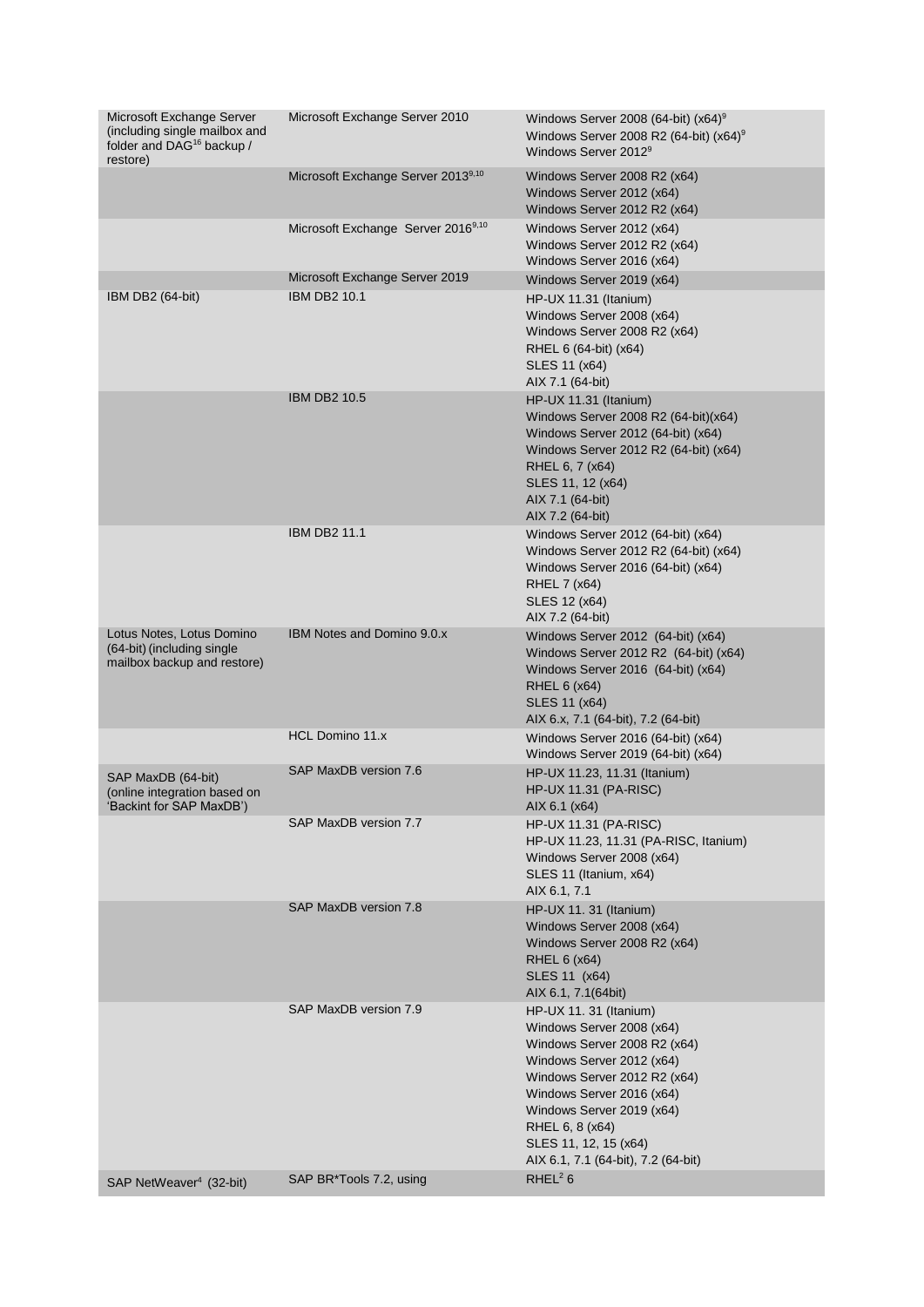| | | |
|---|---|---|
| Microsoft Exchange Server (including single mailbox and folder and DAG[16] backup / restore) | Microsoft Exchange Server 2010 | Windows Server 2008 (64-bit) (x64)[9]<br>Windows Server 2008 R2 (64-bit) (x64)[9]<br>Windows Server 2012[9] |
| | Microsoft Exchange Server 2013[9,10] | Windows Server 2008 R2 (x64)<br>Windows Server 2012 (x64)<br>Windows Server 2012 R2 (x64) |
| | Microsoft Exchange Server 2016[9,10] | Windows Server 2012 (x64)<br>Windows Server 2012 R2 (x64)<br>Windows Server 2016 (x64) |
| | Microsoft Exchange Server 2019 | Windows Server 2019 (x64) |
| IBM DB2 (64-bit) | IBM DB2 10.1 | HP-UX 11.31 (Itanium)<br>Windows Server 2008 (x64)<br>Windows Server 2008 R2 (x64)<br>RHEL 6 (64-bit) (x64)<br>SLES 11 (x64)<br>AIX 7.1 (64-bit) |
| | IBM DB2 10.5 | HP-UX 11.31 (Itanium)<br>Windows Server 2008 R2 (64-bit)(x64)<br>Windows Server 2012 (64-bit) (x64)<br>Windows Server 2012 R2 (64-bit) (x64)<br>RHEL 6, 7 (x64)<br>SLES 11, 12 (x64)<br>AIX 7.1 (64-bit)<br>AIX 7.2 (64-bit) |
| | IBM DB2 11.1 | Windows Server 2012 (64-bit) (x64)<br>Windows Server 2012 R2 (64-bit) (x64)<br>Windows Server 2016 (64-bit) (x64)<br>RHEL 7 (x64)<br>SLES 12 (x64)<br>AIX 7.2 (64-bit) |
| Lotus Notes, Lotus Domino (64-bit) (including single mailbox backup and restore) | IBM Notes and Domino 9.0.x | Windows Server 2012 (64-bit) (x64)<br>Windows Server 2012 R2 (64-bit) (x64)<br>Windows Server 2016 (64-bit) (x64)<br>RHEL 6 (x64)<br>SLES 11 (x64)<br>AIX 6.x, 7.1 (64-bit), 7.2 (64-bit) |
| | HCL Domino 11.x | Windows Server 2016 (64-bit) (x64)<br>Windows Server 2019 (64-bit) (x64) |
| SAP MaxDB (64-bit) (online integration based on 'Backint for SAP MaxDB') | SAP MaxDB version 7.6 | HP-UX 11.23, 11.31 (Itanium)<br>HP-UX 11.31 (PA-RISC)<br>AIX 6.1 (x64) |
| | SAP MaxDB version 7.7 | HP-UX 11.31 (PA-RISC)<br>HP-UX 11.23, 11.31 (PA-RISC, Itanium)<br>Windows Server 2008 (x64)<br>SLES 11 (Itanium, x64)<br>AIX 6.1, 7.1 |
| | SAP MaxDB version 7.8 | HP-UX 11. 31 (Itanium)<br>Windows Server 2008 (x64)<br>Windows Server 2008 R2 (x64)<br>RHEL 6 (x64)<br>SLES 11 (x64)<br>AIX 6.1, 7.1(64bit) |
| | SAP MaxDB version 7.9 | HP-UX 11. 31 (Itanium)<br>Windows Server 2008 (x64)<br>Windows Server 2008 R2 (x64)<br>Windows Server 2012 (x64)<br>Windows Server 2012 R2 (x64)<br>Windows Server 2016 (x64)<br>Windows Server 2019 (x64)<br>RHEL 6, 8 (x64)<br>SLES 11, 12, 15 (x64)<br>AIX 6.1, 7.1 (64-bit), 7.2 (64-bit) |
| SAP NetWeaver[4] (32-bit) | SAP BR*Tools 7.2, using | RHEL[2] 6 |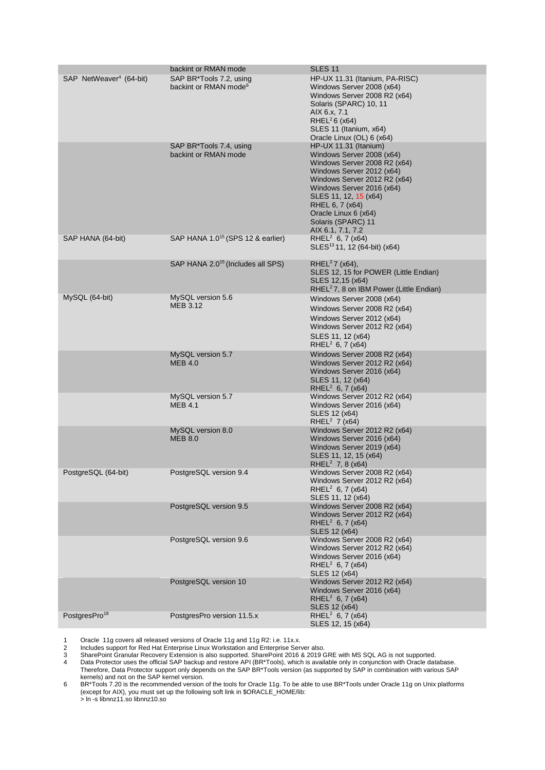|  |  |  |
|---|---|---|
|  | backint or RMAN mode | SLES 11 |
| SAP NetWeaver[4] (64-bit) | SAP BR*Tools 7.2, using backint or RMAN mode[6] | HP-UX 11.31 (Itanium, PA-RISC)<br>Windows Server 2008 (x64)<br>Windows Server 2008 R2 (x64)<br>Solaris (SPARC) 10, 11<br>AIX 6.x, 7.1<br>RHEL[2] 6 (x64)<br>SLES 11 (Itanium, x64)<br>Oracle Linux (OL) 6 (x64) |
|  | SAP BR*Tools 7.4, using backint or RMAN mode | HP-UX 11.31 (Itanium)<br>Windows Server 2008 (x64)<br>Windows Server 2008 R2 (x64)<br>Windows Server 2012 (x64)<br>Windows Server 2012 R2 (x64)<br>Windows Server 2016 (x64)<br>SLES 11, 12, 15 (x64)<br>RHEL 6, 7 (x64)<br>Oracle Linux 6 (x64)<br>Solaris (SPARC) 11<br>AIX 6.1, 7.1, 7.2 |
| SAP HANA (64-bit) | SAP HANA 1.0[15] (SPS 12 & earlier) | RHEL[2] 6, 7 (x64)<br>SLES[13] 11, 12 (64-bit) (x64) |
|  | SAP HANA 2.0[15] (Includes all SPS) | RHEL[2] 7 (x64),<br>SLES 12, 15 for POWER (Little Endian)<br>SLES 12,15 (x64)<br>RHEL[2] 7, 8 on IBM Power (Little Endian) |
| MySQL (64-bit) | MySQL version 5.6<br>MEB 3.12 | Windows Server 2008 (x64)<br>Windows Server 2008 R2 (x64)<br>Windows Server 2012 (x64)<br>Windows Server 2012 R2 (x64)<br>SLES 11, 12 (x64)<br>RHEL[2] 6, 7 (x64) |
|  | MySQL version 5.7<br>MEB 4.0 | Windows Server 2008 R2 (x64)<br>Windows Server 2012 R2 (x64)<br>Windows Server 2016 (x64)<br>SLES 11, 12 (x64)<br>RHEL[2] 6, 7 (x64) |
|  | MySQL version 5.7<br>MEB 4.1 | Windows Server 2012 R2 (x64)<br>Windows Server 2016 (x64)<br>SLES 12 (x64)<br>RHEL[2] 7 (x64) |
|  | MySQL version 8.0<br>MEB 8.0 | Windows Server 2012 R2 (x64)<br>Windows Server 2016 (x64)<br>Windows Server 2019 (x64)<br>SLES 11, 12, 15 (x64)<br>RHEL[2] 7, 8 (x64) |
| PostgreSQL (64-bit) | PostgreSQL version 9.4 | Windows Server 2008 R2 (x64)<br>Windows Server 2012 R2 (x64)<br>RHEL[2] 6, 7 (x64)<br>SLES 11, 12 (x64) |
|  | PostgreSQL version 9.5 | Windows Server 2008 R2 (x64)<br>Windows Server 2012 R2 (x64)<br>RHEL[2] 6, 7 (x64)<br>SLES 12 (x64) |
|  | PostgreSQL version 9.6 | Windows Server 2008 R2 (x64)<br>Windows Server 2012 R2 (x64)<br>Windows Server 2016 (x64)<br>RHEL[2] 6, 7 (x64)<br>SLES 12 (x64) |
|  | PostgreSQL version 10 | Windows Server 2012 R2 (x64)<br>Windows Server 2016 (x64)<br>RHEL[2] 6, 7 (x64)<br>SLES 12 (x64) |
| PostgresPro[18] | PostgresPro version 11.5.x | RHEL[2] 6, 7 (x64)<br>SLES 12, 15 (x64) |

1 Oracle 11g covers all released versions of Oracle 11g and 11g R2: i.e. 11x.x.

2 Includes support for Red Hat Enterprise Linux Workstation and Enterprise Server also.

3 SharePoint Granular Recovery Extension is also supported. SharePoint 2016 & 2019 GRE with MS SQL AG is not supported.

4 Data Protector uses the official SAP backup and restore API (BR*Tools), which is available only in conjunction with Oracle database. Therefore, Data Protector support only depends on the SAP BR*Tools version (as supported by SAP in combination with various SAP kernels) and not on the SAP kernel version.

6 BR*Tools 7.20 is the recommended version of the tools for Oracle 11g. To be able to use BR*Tools under Oracle 11g on Unix platforms (except for AIX), you must set up the following soft link in $ORACLE_HOME/lib:
> ln -s libnnz11.so libnnz10.so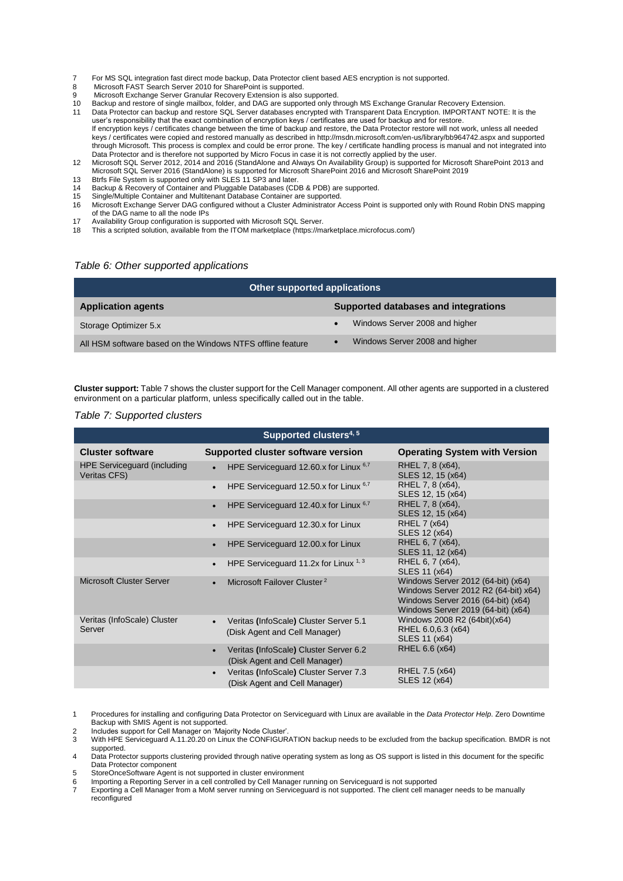7 For MS SQL integration fast direct mode backup, Data Protector client based AES encryption is not supported.
8 Microsoft FAST Search Server 2010 for SharePoint is supported.
9 Microsoft Exchange Server Granular Recovery Extension is also supported.
10 Backup and restore of single mailbox, folder, and DAG are supported only through MS Exchange Granular Recovery Extension.
11 Data Protector can backup and restore SQL Server databases encrypted with Transparent Data Encryption. IMPORTANT NOTE: It is the user's responsibility that the exact combination of encryption keys / certificates are used for backup and for restore. If encryption keys / certificates change between the time of backup and restore, the Data Protector restore will not work, unless all needed keys / certificates were copied and restored manually as described in http://msdn.microsoft.com/en-us/library/bb964742.aspx and supported through Microsoft. This process is complex and could be error prone. The key / certificate handling process is manual and not integrated into Data Protector and is therefore not supported by Micro Focus in case it is not correctly applied by the user.
12 Microsoft SQL Server 2012, 2014 and 2016 (StandAlone and Always On Availability Group) is supported for Microsoft SharePoint 2013 and Microsoft SQL Server 2016 (StandAlone) is supported for Microsoft SharePoint 2016 and Microsoft SharePoint 2019
13 Btrfs File System is supported only with SLES 11 SP3 and later.
14 Backup & Recovery of Container and Pluggable Databases (CDB & PDB) are supported.
15 Single/Multiple Container and Multitenant Database Container are supported.
16 Microsoft Exchange Server DAG configured without a Cluster Administrator Access Point is supported only with Round Robin DNS mapping of the DAG name to all the node IPs
17 Availability Group configuration is supported with Microsoft SQL Server.
18 This a scripted solution, available from the ITOM marketplace (https://marketplace.microfocus.com/)

*Table 6: Other supported applications*

| Other supported applications | |
|---|---|
| **Application agents** | **Supported databases and integrations** |
| Storage Optimizer 5.x | • Windows Server 2008 and higher |
| All HSM software based on the Windows NTFS offline feature | • Windows Server 2008 and higher |

**Cluster support:** Table 7 shows the cluster support for the Cell Manager component. All other agents are supported in a clustered environment on a particular platform, unless specifically called out in the table.

*Table 7: Supported clusters*

| Supported clusters[4, 5] | | |
|---|---|---|
| **Cluster software** | **Supported cluster software version** | **Operating System with Version** |
| HPE Serviceguard (including Veritas CFS) | • HPE Serviceguard 12.60.x for Linux [6,7] | RHEL 7, 8 (x64), SLES 12, 15 (x64) |
| | • HPE Serviceguard 12.50.x for Linux [6,7] | RHEL 7, 8 (x64), SLES 12, 15 (x64) |
| | • HPE Serviceguard 12.40.x for Linux [6,7] | RHEL 7, 8 (x64), SLES 12, 15 (x64) |
| | • HPE Serviceguard 12.30.x for Linux | RHEL 7 (x64) SLES 12 (x64) |
| | • HPE Serviceguard 12.00.x for Linux | RHEL 6, 7 (x64), SLES 11, 12 (x64) |
| | • HPE Serviceguard 11.2x for Linux [1, 3] | RHEL 6, 7 (x64), SLES 11 (x64) |
| Microsoft Cluster Server | • Microsoft Failover Cluster [2] | Windows Server 2012 (64-bit) (x64) Windows Server 2012 R2 (64-bit) x64) Windows Server 2016 (64-bit) (x64) Windows Server 2019 (64-bit) (x64) |
| Veritas (InfoScale) Cluster Server | • Veritas (InfoScale) Cluster Server 5.1 (Disk Agent and Cell Manager) | Windows 2008 R2 (64bit)(x64) RHEL 6.0,6.3 (x64) SLES 11 (x64) |
| | • Veritas (InfoScale) Cluster Server 6.2 (Disk Agent and Cell Manager) | RHEL 6.6 (x64) |
| | • Veritas (InfoScale) Cluster Server 7.3 (Disk Agent and Cell Manager) | RHEL 7.5 (x64) SLES 12 (x64) |

1 Procedures for installing and configuring Data Protector on Serviceguard with Linux are available in the *Data Protector Help*. Zero Downtime Backup with SMIS Agent is not supported.
2 Includes support for Cell Manager on 'Majority Node Cluster'.
3 With HPE Serviceguard A.11.20.20 on Linux the CONFIGURATION backup needs to be excluded from the backup specification. BMDR is not supported.
4 Data Protector supports clustering provided through native operating system as long as OS support is listed in this document for the specific Data Protector component
5 StoreOnceSoftware Agent is not supported in cluster environment
6 Importing a Reporting Server in a cell controlled by Cell Manager running on Serviceguard is not supported
7 Exporting a Cell Manager from a MoM server running on Serviceguard is not supported. The client cell manager needs to be manually reconfigured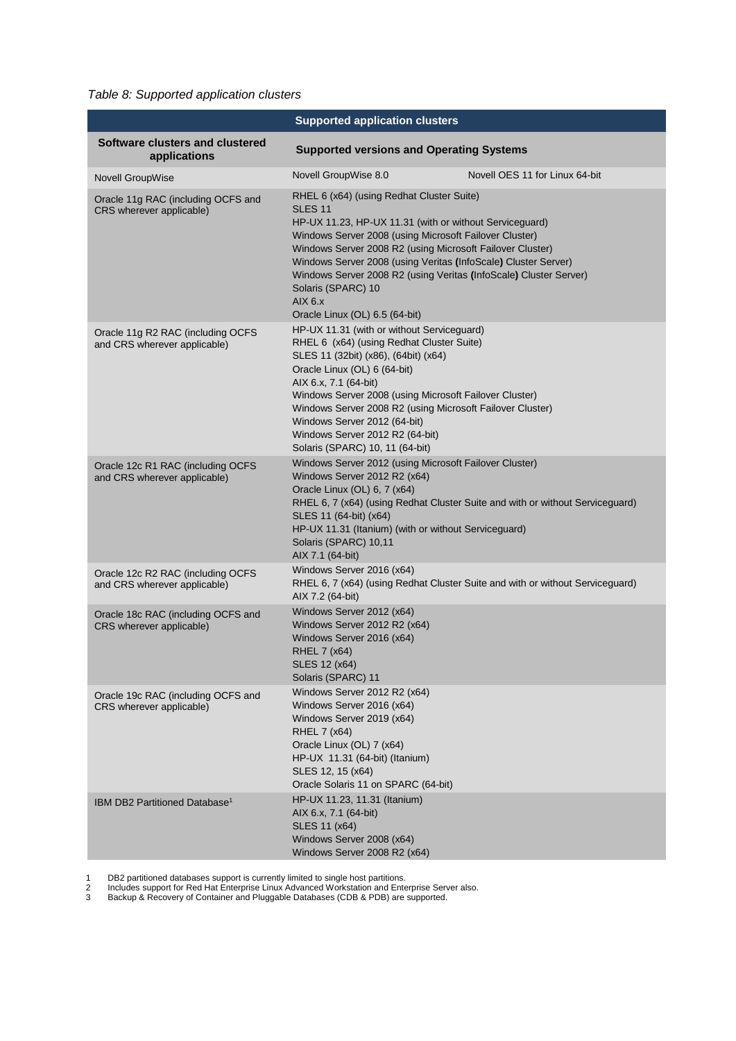*Table 8: Supported application clusters*

| Supported application clusters | |
|---|---|
| **Software clusters and clustered applications** | **Supported versions and Operating Systems** |
| Novell GroupWise | Novell GroupWise 8.0 — Novell OES 11 for Linux 64-bit |
| Oracle 11g RAC (including OCFS and CRS wherever applicable) | RHEL 6 (x64) (using Redhat Cluster Suite)<br>SLES 11<br>HP-UX 11.23, HP-UX 11.31 (with or without Serviceguard)<br>Windows Server 2008 (using Microsoft Failover Cluster)<br>Windows Server 2008 R2 (using Microsoft Failover Cluster)<br>Windows Server 2008 (using Veritas **(**InfoScale**)** Cluster Server)<br>Windows Server 2008 R2 (using Veritas **(**InfoScale**)** Cluster Server)<br>Solaris (SPARC) 10<br>AIX 6.x<br>Oracle Linux (OL) 6.5 (64-bit) |
| Oracle 11g R2 RAC (including OCFS and CRS wherever applicable) | HP-UX 11.31 (with or without Serviceguard)<br>RHEL 6 (x64) (using Redhat Cluster Suite)<br>SLES 11 (32bit) (x86), (64bit) (x64)<br>Oracle Linux (OL) 6 (64-bit)<br>AIX 6.x, 7.1 (64-bit)<br>Windows Server 2008 (using Microsoft Failover Cluster)<br>Windows Server 2008 R2 (using Microsoft Failover Cluster)<br>Windows Server 2012 (64-bit)<br>Windows Server 2012 R2 (64-bit)<br>Solaris (SPARC) 10, 11 (64-bit) |
| Oracle 12c R1 RAC (including OCFS and CRS wherever applicable) | Windows Server 2012 (using Microsoft Failover Cluster)<br>Windows Server 2012 R2 (x64)<br>Oracle Linux (OL) 6, 7 (x64)<br>RHEL 6, 7 (x64) (using Redhat Cluster Suite and with or without Serviceguard)<br>SLES 11 (64-bit) (x64)<br>HP-UX 11.31 (Itanium) (with or without Serviceguard)<br>Solaris (SPARC) 10,11<br>AIX 7.1 (64-bit) |
| Oracle 12c R2 RAC (including OCFS and CRS wherever applicable) | Windows Server 2016 (x64)<br>RHEL 6, 7 (x64) (using Redhat Cluster Suite and with or without Serviceguard)<br>AIX 7.2 (64-bit) |
| Oracle 18c RAC (including OCFS and CRS wherever applicable) | Windows Server 2012 (x64)<br>Windows Server 2012 R2 (x64)<br>Windows Server 2016 (x64)<br>RHEL 7 (x64)<br>SLES 12 (x64)<br>Solaris (SPARC) 11 |
| Oracle 19c RAC (including OCFS and CRS wherever applicable) | Windows Server 2012 R2 (x64)<br>Windows Server 2016 (x64)<br>Windows Server 2019 (x64)<br>RHEL 7 (x64)<br>Oracle Linux (OL) 7 (x64)<br>HP-UX 11.31 (64-bit) (Itanium)<br>SLES 12, 15 (x64)<br>Oracle Solaris 11 on SPARC (64-bit) |
| IBM DB2 Partitioned Database[1] | HP-UX 11.23, 11.31 (Itanium)<br>AIX 6.x, 7.1 (64-bit)<br>SLES 11 (x64)<br>Windows Server 2008 (x64)<br>Windows Server 2008 R2 (x64) |

1 DB2 partitioned databases support is currently limited to single host partitions.
2 Includes support for Red Hat Enterprise Linux Advanced Workstation and Enterprise Server also.
3 Backup & Recovery of Container and Pluggable Databases (CDB & PDB) are supported.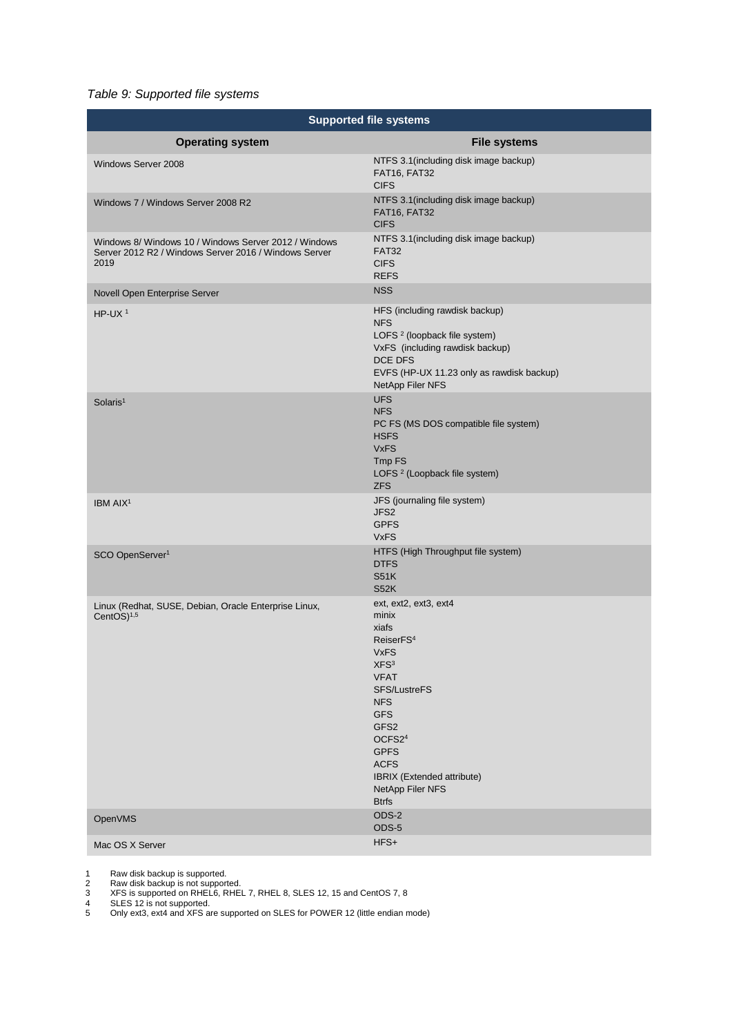*Table 9: Supported file systems*

| Supported file systems | |
|---|---|
| **Operating system** | **File systems** |
| Windows Server 2008 | NTFS 3.1(including disk image backup)<br>FAT16, FAT32<br>CIFS |
| Windows 7 / Windows Server 2008 R2 | NTFS 3.1(including disk image backup)<br>FAT16, FAT32<br>CIFS |
| Windows 8/ Windows 10 / Windows Server 2012 / Windows Server 2012 R2 / Windows Server 2016 / Windows Server 2019 | NTFS 3.1(including disk image backup)<br>FAT32<br>CIFS<br>REFS |
| Novell Open Enterprise Server | NSS |
| HP-UX [1] | HFS (including rawdisk backup)<br>NFS<br>LOFS [2] (loopback file system)<br>VxFS (including rawdisk backup)<br>DCE DFS<br>EVFS (HP-UX 11.23 only as rawdisk backup)<br>NetApp Filer NFS |
| Solaris[1] | UFS<br>NFS<br>PC FS (MS DOS compatible file system)<br>HSFS<br>VxFS<br>Tmp FS<br>LOFS [2] (Loopback file system)<br>ZFS |
| IBM AIX[1] | JFS (journaling file system)<br>JFS2<br>GPFS<br>VxFS |
| SCO OpenServer[1] | HTFS (High Throughput file system)<br>DTFS<br>S51K<br>S52K |
| Linux (Redhat, SUSE, Debian, Oracle Enterprise Linux, CentOS)[1,5] | ext, ext2, ext3, ext4<br>minix<br>xiafs<br>ReiserFS[4]<br>VxFS<br>XFS[3]<br>VFAT<br>SFS/LustreFS<br>NFS<br>GFS<br>GFS2<br>OCFS2[4]<br>GPFS<br>ACFS<br>IBRIX (Extended attribute)<br>NetApp Filer NFS<br>Btrfs |
| OpenVMS | ODS-2<br>ODS-5 |
| Mac OS X Server | HFS+ |

1 Raw disk backup is supported.
2 Raw disk backup is not supported.
3 XFS is supported on RHEL6, RHEL 7, RHEL 8, SLES 12, 15 and CentOS 7, 8
4 SLES 12 is not supported.
5 Only ext3, ext4 and XFS are supported on SLES for POWER 12 (little endian mode)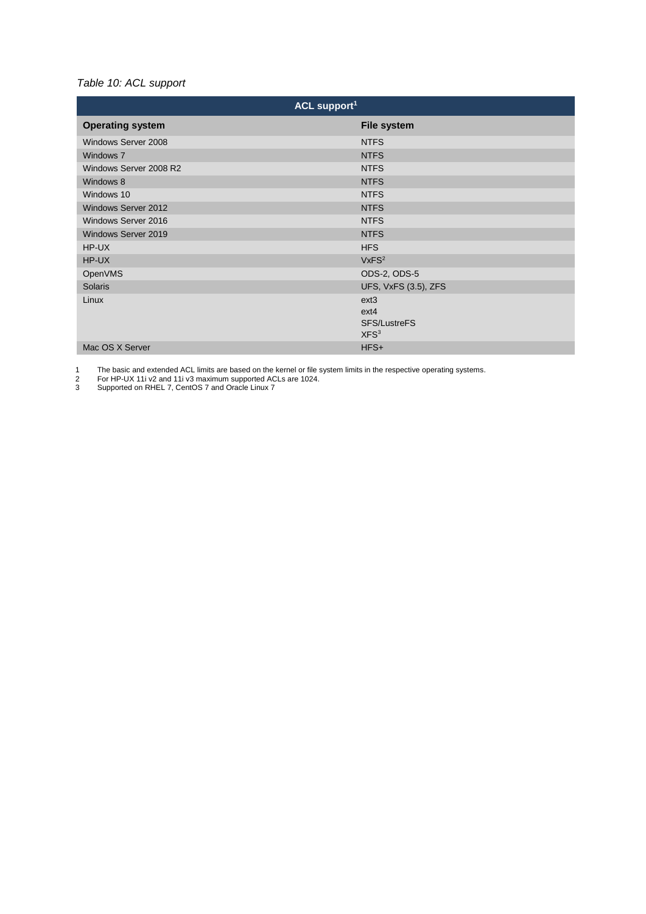*Table 10: ACL support*

| ACL support[1] | |
|---|---|
| **Operating system** | **File system** |
| Windows Server 2008 | NTFS |
| Windows 7 | NTFS |
| Windows Server 2008 R2 | NTFS |
| Windows 8 | NTFS |
| Windows 10 | NTFS |
| Windows Server 2012 | NTFS |
| Windows Server 2016 | NTFS |
| Windows Server 2019 | NTFS |
| HP-UX | HFS |
| HP-UX | VxFS[2] |
| OpenVMS | ODS-2, ODS-5 |
| Solaris | UFS, VxFS (3.5), ZFS |
| Linux | ext3<br>ext4<br>SFS/LustreFS<br>XFS[3] |
| Mac OS X Server | HFS+ |

1 The basic and extended ACL limits are based on the kernel or file system limits in the respective operating systems.

2 For HP-UX 11i v2 and 11i v3 maximum supported ACLs are 1024.

3 Supported on RHEL 7, CentOS 7 and Oracle Linux 7